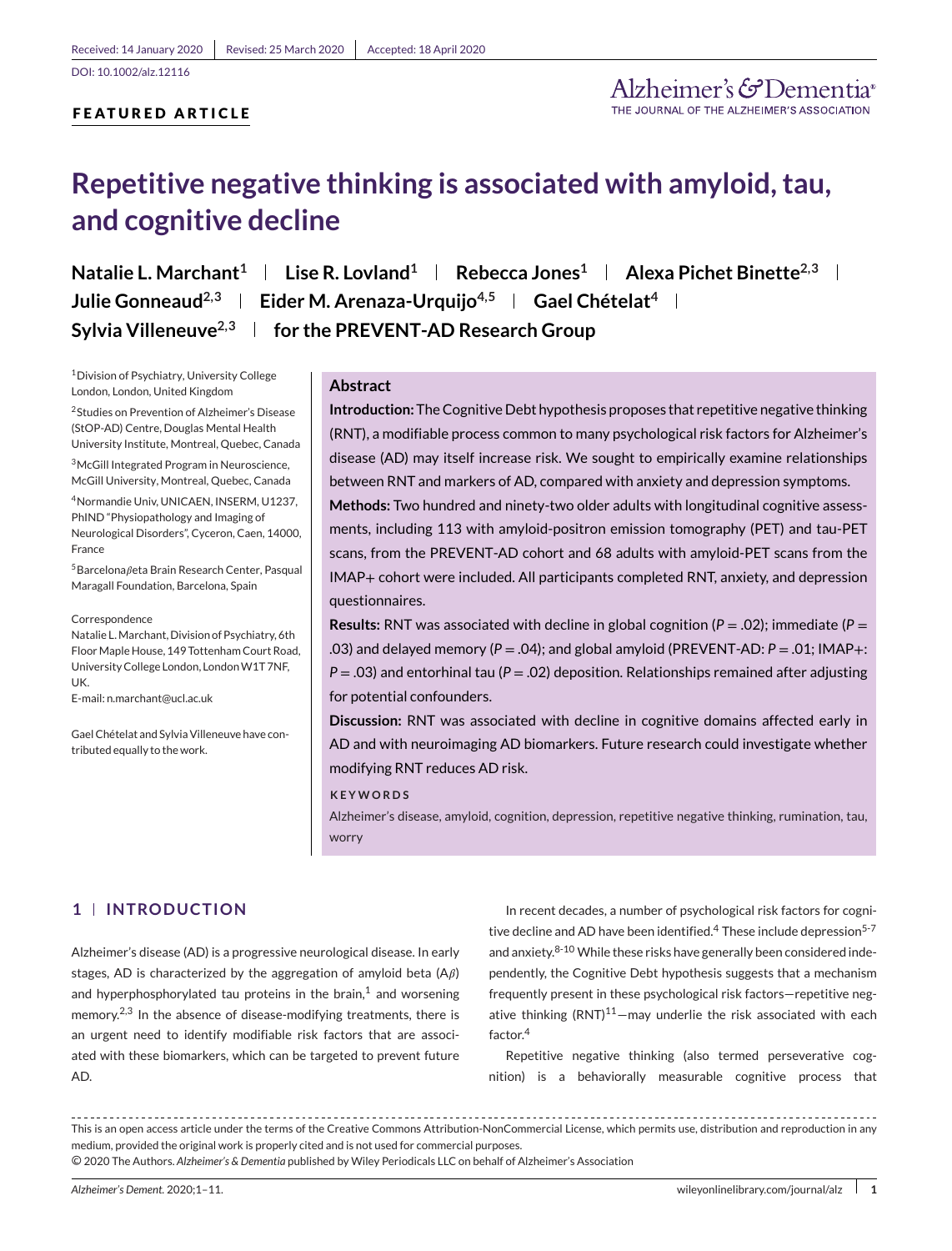Received: 14 January 2020 | Revised: 25 March 2020 | Accepted: 18 April 2020

DOI: 10.1002/alz.12116

**FEATURED ARTICLE**

# Repetitive negative thinking is associated with amyloid, tau, and cognitive decline

**Natalie L. Marchant[1] | Lise R. Lovland[1] | Rebecca Jones[1] | Alexa Pichet Binette[2,3] | Julie Gonneaud[2,3] | Eider M. Arenaza-Urquijo[4,5] | Gael Chételat[4] | Sylvia Villeneuve[2,3] | for the PREVENT-AD Research Group**

[1] Division of Psychiatry, University College London, London, United Kingdom

[2] Studies on Prevention of Alzheimer's Disease (StOP-AD) Centre, Douglas Mental Health University Institute, Montreal, Quebec, Canada

[3] McGill Integrated Program in Neuroscience, McGill University, Montreal, Quebec, Canada

[4] Normandie Univ, UNICAEN, INSERM, U1237, PhIND "Physiopathology and Imaging of Neurological Disorders", Cyceron, Caen, 14000, France

[5] Barcelonaβeta Brain Research Center, Pasqual Maragall Foundation, Barcelona, Spain

**Correspondence**

Natalie L. Marchant, Division of Psychiatry, 6th Floor Maple House, 149 Tottenham Court Road, University College London, London W1T 7NF, UK.

E-mail: n.marchant@ucl.ac.uk

Gael Chételat and Sylvia Villeneuve have contributed equally to the work.

## Abstract

**Introduction:** The Cognitive Debt hypothesis proposes that repetitive negative thinking (RNT), a modifiable process common to many psychological risk factors for Alzheimer's disease (AD) may itself increase risk. We sought to empirically examine relationships between RNT and markers of AD, compared with anxiety and depression symptoms.

**Methods:** Two hundred and ninety-two older adults with longitudinal cognitive assessments, including 113 with amyloid-positron emission tomography (PET) and tau-PET scans, from the PREVENT-AD cohort and 68 adults with amyloid-PET scans from the IMAP+ cohort were included. All participants completed RNT, anxiety, and depression questionnaires.

**Results:** RNT was associated with decline in global cognition ($P = .02$); immediate ($P = .03$) and delayed memory ($P = .04$); and global amyloid (PREVENT-AD: $P = .01$; IMAP+: $P = .03$) and entorhinal tau ($P = .02$) deposition. Relationships remained after adjusting for potential confounders.

**Discussion:** RNT was associated with decline in cognitive domains affected early in AD and with neuroimaging AD biomarkers. Future research could investigate whether modifying RNT reduces AD risk.

**KEYWORDS**

Alzheimer's disease, amyloid, cognition, depression, repetitive negative thinking, rumination, tau, worry

## 1 | INTRODUCTION

Alzheimer's disease (AD) is a progressive neurological disease. In early stages, AD is characterized by the aggregation of amyloid beta (Aβ) and hyperphosphorylated tau proteins in the brain,[1] and worsening memory.[2,3] In the absence of disease-modifying treatments, there is an urgent need to identify modifiable risk factors that are associated with these biomarkers, which can be targeted to prevent future AD.

In recent decades, a number of psychological risk factors for cognitive decline and AD have been identified.[4] These include depression[5-7] and anxiety.[8-10] While these risks have generally been considered independently, the Cognitive Debt hypothesis suggests that a mechanism frequently present in these psychological risk factors—repetitive negative thinking (RNT)[11]—may underlie the risk associated with each factor.[4]

Repetitive negative thinking (also termed perseverative cognition) is a behaviorally measurable cognitive process that

This is an open access article under the terms of the Creative Commons Attribution-NonCommercial License, which permits use, distribution and reproduction in any medium, provided the original work is properly cited and is not used for commercial purposes.

© 2020 The Authors. *Alzheimer's & Dementia* published by Wiley Periodicals LLC on behalf of Alzheimer's Association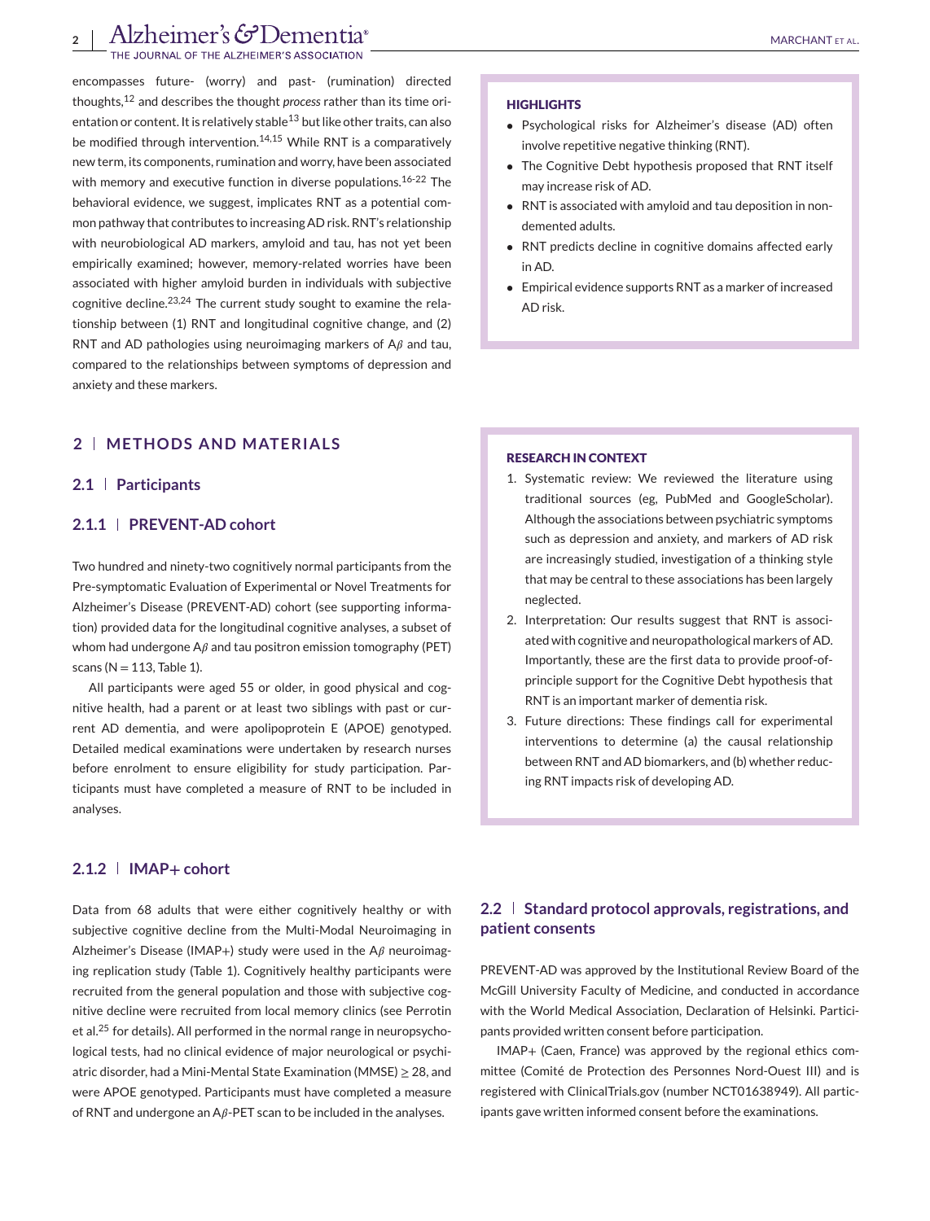encompasses future- (worry) and past- (rumination) directed thoughts,[12] and describes the thought *process* rather than its time orientation or content. It is relatively stable[13] but like other traits, can also be modified through intervention.[14,15] While RNT is a comparatively new term, its components, rumination and worry, have been associated with memory and executive function in diverse populations.[16-22] The behavioral evidence, we suggest, implicates RNT as a potential common pathway that contributes to increasing AD risk. RNT's relationship with neurobiological AD markers, amyloid and tau, has not yet been empirically examined; however, memory-related worries have been associated with higher amyloid burden in individuals with subjective cognitive decline.[23,24] The current study sought to examine the relationship between (1) RNT and longitudinal cognitive change, and (2) RNT and AD pathologies using neuroimaging markers of Aβ and tau, compared to the relationships between symptoms of depression and anxiety and these markers.

**HIGHLIGHTS**

- Psychological risks for Alzheimer's disease (AD) often involve repetitive negative thinking (RNT).
- The Cognitive Debt hypothesis proposed that RNT itself may increase risk of AD.
- RNT is associated with amyloid and tau deposition in non-demented adults.
- RNT predicts decline in cognitive domains affected early in AD.
- Empirical evidence supports RNT as a marker of increased AD risk.

**RESEARCH IN CONTEXT**

1. Systematic review: We reviewed the literature using traditional sources (eg, PubMed and GoogleScholar). Although the associations between psychiatric symptoms such as depression and anxiety, and markers of AD risk are increasingly studied, investigation of a thinking style that may be central to these associations has been largely neglected.
2. Interpretation: Our results suggest that RNT is associated with cognitive and neuropathological markers of AD. Importantly, these are the first data to provide proof-of-principle support for the Cognitive Debt hypothesis that RNT is an important marker of dementia risk.
3. Future directions: These findings call for experimental interventions to determine (a) the causal relationship between RNT and AD biomarkers, and (b) whether reducing RNT impacts risk of developing AD.

## 2 | METHODS AND MATERIALS

### 2.1 | Participants

#### 2.1.1 | PREVENT-AD cohort

Two hundred and ninety-two cognitively normal participants from the Pre-symptomatic Evaluation of Experimental or Novel Treatments for Alzheimer's Disease (PREVENT-AD) cohort (see supporting information) provided data for the longitudinal cognitive analyses, a subset of whom had undergone Aβ and tau positron emission tomography (PET) scans (N = 113, Table 1).

All participants were aged 55 or older, in good physical and cognitive health, had a parent or at least two siblings with past or current AD dementia, and were apolipoprotein E (APOE) genotyped. Detailed medical examinations were undertaken by research nurses before enrolment to ensure eligibility for study participation. Participants must have completed a measure of RNT to be included in analyses.

#### 2.1.2 | IMAP+ cohort

Data from 68 adults that were either cognitively healthy or with subjective cognitive decline from the Multi-Modal Neuroimaging in Alzheimer's Disease (IMAP+) study were used in the Aβ neuroimaging replication study (Table 1). Cognitively healthy participants were recruited from the general population and those with subjective cognitive decline were recruited from local memory clinics (see Perrotin et al.[25] for details). All performed in the normal range in neuropsychological tests, had no clinical evidence of major neurological or psychiatric disorder, had a Mini-Mental State Examination (MMSE) ≥ 28, and were APOE genotyped. Participants must have completed a measure of RNT and undergone an Aβ-PET scan to be included in the analyses.

### 2.2 | Standard protocol approvals, registrations, and patient consents

PREVENT-AD was approved by the Institutional Review Board of the McGill University Faculty of Medicine, and conducted in accordance with the World Medical Association, Declaration of Helsinki. Participants provided written consent before participation.

IMAP+ (Caen, France) was approved by the regional ethics committee (Comité de Protection des Personnes Nord-Ouest III) and is registered with ClinicalTrials.gov (number NCT01638949). All participants gave written informed consent before the examinations.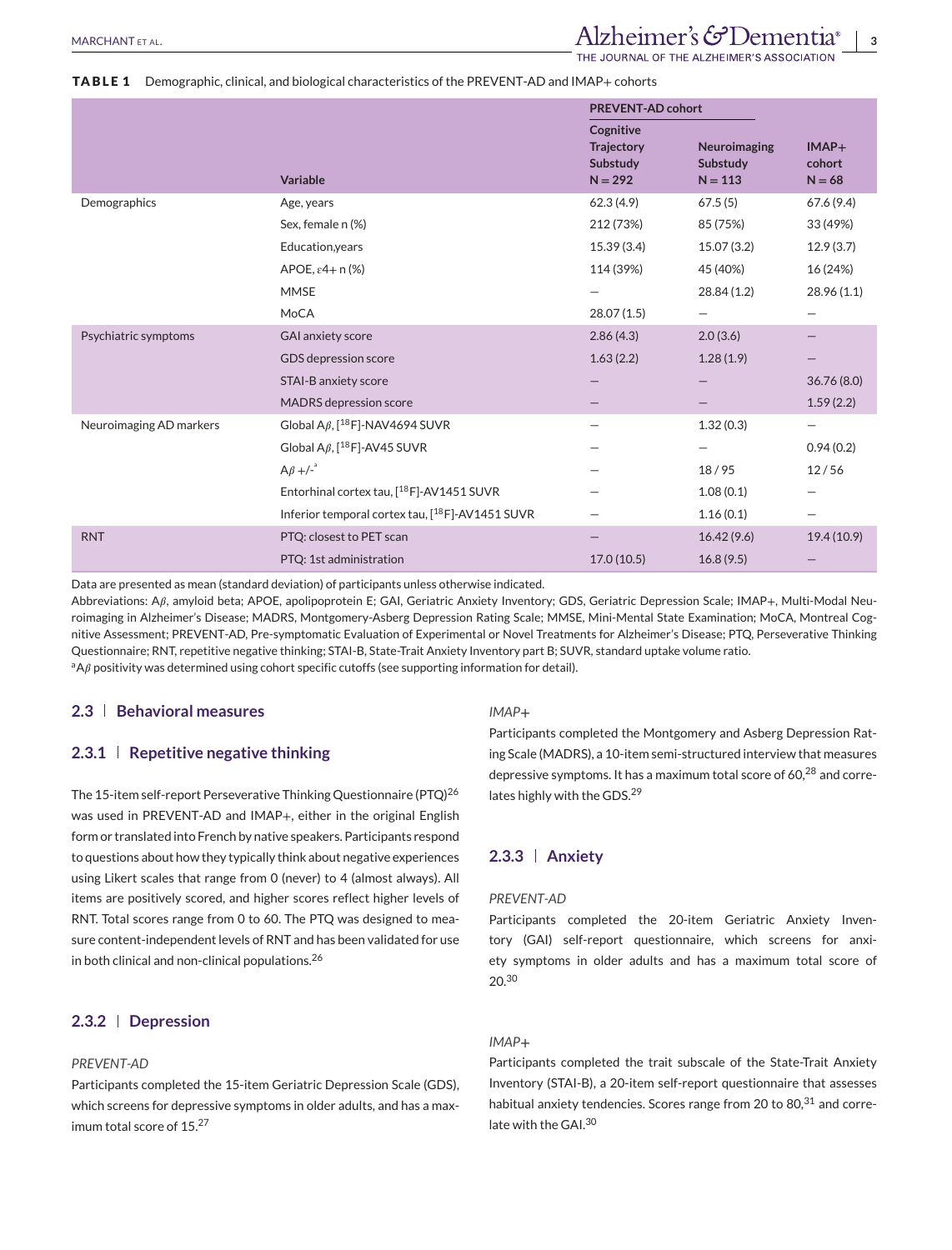**TABLE 1** Demographic, clinical, and biological characteristics of the PREVENT-AD and IMAP+ cohorts

| | Variable | PREVENT-AD cohort: Cognitive Trajectory Substudy N = 292 | PREVENT-AD cohort: Neuroimaging Substudy N = 113 | IMAP+ cohort N = 68 |
|---|---|---|---|---|
| Demographics | Age, years | 62.3 (4.9) | 67.5 (5) | 67.6 (9.4) |
| | Sex, female n (%) | 212 (73%) | 85 (75%) | 33 (49%) |
| | Education,years | 15.39 (3.4) | 15.07 (3.2) | 12.9 (3.7) |
| | APOE, ε4+ n (%) | 114 (39%) | 45 (40%) | 16 (24%) |
| | MMSE | — | 28.84 (1.2) | 28.96 (1.1) |
| | MoCA | 28.07 (1.5) | — | — |
| Psychiatric symptoms | GAI anxiety score | 2.86 (4.3) | 2.0 (3.6) | — |
| | GDS depression score | 1.63 (2.2) | 1.28 (1.9) | — |
| | STAI-B anxiety score | — | — | 36.76 (8.0) |
| | MADRS depression score | — | — | 1.59 (2.2) |
| Neuroimaging AD markers | Global Aβ, [18F]-NAV4694 SUVR | — | 1.32 (0.3) | — |
| | Global Aβ, [18F]-AV45 SUVR | — | — | 0.94 (0.2) |
| | Aβ +/-[a] | — | 18 / 95 | 12 / 56 |
| | Entorhinal cortex tau, [18F]-AV1451 SUVR | — | 1.08 (0.1) | — |
| | Inferior temporal cortex tau, [18F]-AV1451 SUVR | — | 1.16 (0.1) | — |
| RNT | PTQ: closest to PET scan | — | 16.42 (9.6) | 19.4 (10.9) |
| | PTQ: 1st administration | 17.0 (10.5) | 16.8 (9.5) | — |

Data are presented as mean (standard deviation) of participants unless otherwise indicated.

Abbreviations: Aβ, amyloid beta; APOE, apolipoprotein E; GAI, Geriatric Anxiety Inventory; GDS, Geriatric Depression Scale; IMAP+, Multi-Modal Neuroimaging in Alzheimer's Disease; MADRS, Montgomery-Asberg Depression Rating Scale; MMSE, Mini-Mental State Examination; MoCA, Montreal Cognitive Assessment; PREVENT-AD, Pre-symptomatic Evaluation of Experimental or Novel Treatments for Alzheimer's Disease; PTQ, Perseverative Thinking Questionnaire; RNT, repetitive negative thinking; STAI-B, State-Trait Anxiety Inventory part B; SUVR, standard uptake volume ratio.

[a]Aβ positivity was determined using cohort specific cutoffs (see supporting information for detail).

### 2.3 | Behavioral measures

#### 2.3.1 | Repetitive negative thinking

The 15-item self-report Perseverative Thinking Questionnaire (PTQ)[26] was used in PREVENT-AD and IMAP+, either in the original English form or translated into French by native speakers. Participants respond to questions about how they typically think about negative experiences using Likert scales that range from 0 (never) to 4 (almost always). All items are positively scored, and higher scores reflect higher levels of RNT. Total scores range from 0 to 60. The PTQ was designed to measure content-independent levels of RNT and has been validated for use in both clinical and non-clinical populations.[26]

#### 2.3.2 | Depression

*PREVENT-AD*

Participants completed the 15-item Geriatric Depression Scale (GDS), which screens for depressive symptoms in older adults, and has a maximum total score of 15.[27]

*IMAP+*

Participants completed the Montgomery and Asberg Depression Rating Scale (MADRS), a 10-item semi-structured interview that measures depressive symptoms. It has a maximum total score of 60,[28] and correlates highly with the GDS.[29]

#### 2.3.3 | Anxiety

*PREVENT-AD*

Participants completed the 20-item Geriatric Anxiety Inventory (GAI) self-report questionnaire, which screens for anxiety symptoms in older adults and has a maximum total score of 20.[30]

*IMAP+*

Participants completed the trait subscale of the State-Trait Anxiety Inventory (STAI-B), a 20-item self-report questionnaire that assesses habitual anxiety tendencies. Scores range from 20 to 80,[31] and correlate with the GAI.[30]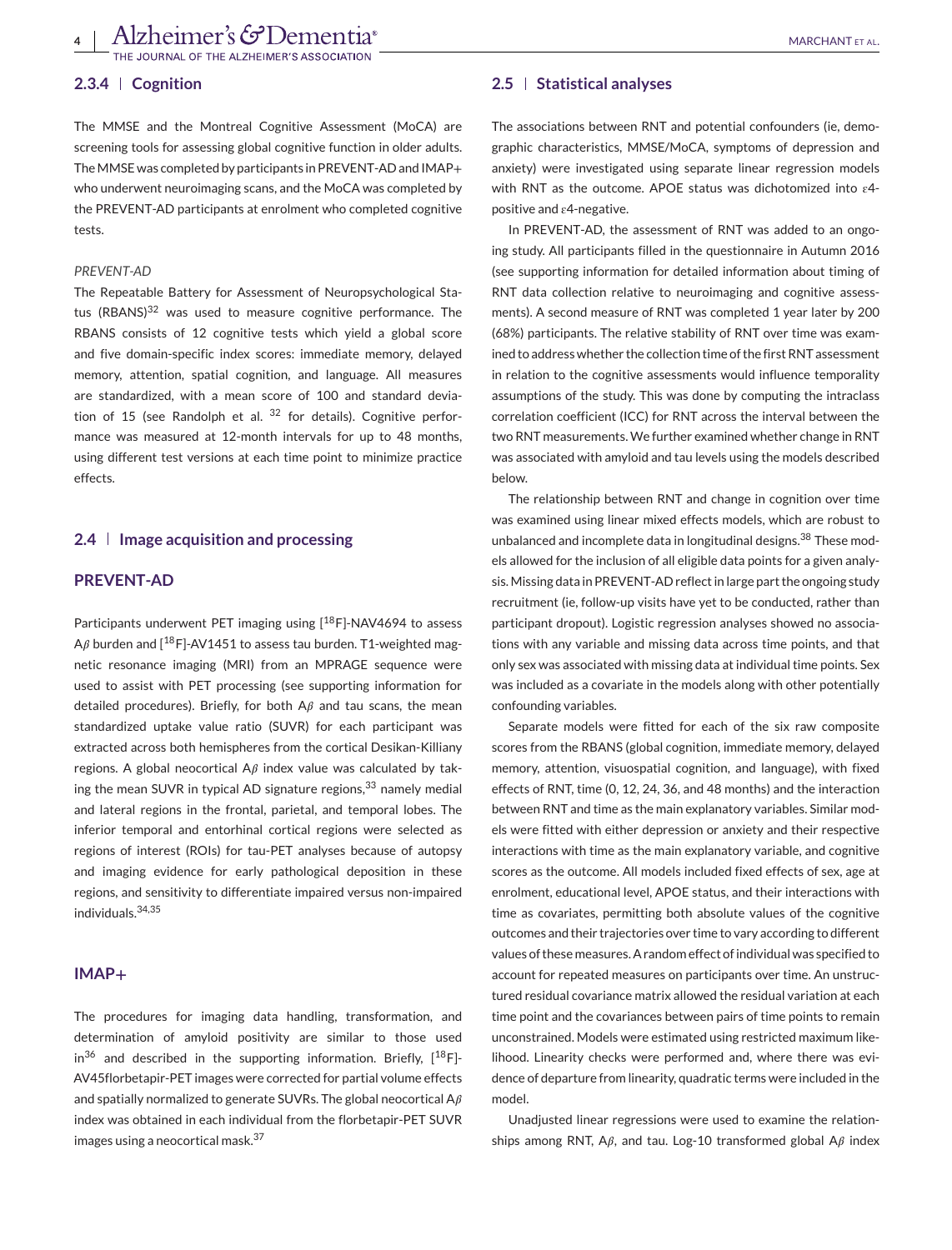### 2.3.4 | Cognition

The MMSE and the Montreal Cognitive Assessment (MoCA) are screening tools for assessing global cognitive function in older adults. The MMSE was completed by participants in PREVENT-AD and IMAP+ who underwent neuroimaging scans, and the MoCA was completed by the PREVENT-AD participants at enrolment who completed cognitive tests.

*PREVENT-AD*

The Repeatable Battery for Assessment of Neuropsychological Status (RBANS)[32] was used to measure cognitive performance. The RBANS consists of 12 cognitive tests which yield a global score and five domain-specific index scores: immediate memory, delayed memory, attention, spatial cognition, and language. All measures are standardized, with a mean score of 100 and standard deviation of 15 (see Randolph et al. [32] for details). Cognitive performance was measured at 12-month intervals for up to 48 months, using different test versions at each time point to minimize practice effects.

## 2.4 | Image acquisition and processing

### PREVENT-AD

Participants underwent PET imaging using [$^{18}$F]-NAV4694 to assess A$\beta$ burden and [$^{18}$F]-AV1451 to assess tau burden. T1-weighted magnetic resonance imaging (MRI) from an MPRAGE sequence were used to assist with PET processing (see supporting information for detailed procedures). Briefly, for both A$\beta$ and tau scans, the mean standardized uptake value ratio (SUVR) for each participant was extracted across both hemispheres from the cortical Desikan-Killiany regions. A global neocortical A$\beta$ index value was calculated by taking the mean SUVR in typical AD signature regions,[33] namely medial and lateral regions in the frontal, parietal, and temporal lobes. The inferior temporal and entorhinal cortical regions were selected as regions of interest (ROIs) for tau-PET analyses because of autopsy and imaging evidence for early pathological deposition in these regions, and sensitivity to differentiate impaired versus non-impaired individuals.[34,35]

### IMAP+

The procedures for imaging data handling, transformation, and determination of amyloid positivity are similar to those used in[36] and described in the supporting information. Briefly, [$^{18}$F]-AV45florbetapir-PET images were corrected for partial volume effects and spatially normalized to generate SUVRs. The global neocortical A$\beta$ index was obtained in each individual from the florbetapir-PET SUVR images using a neocortical mask.[37]

## 2.5 | Statistical analyses

The associations between RNT and potential confounders (ie, demographic characteristics, MMSE/MoCA, symptoms of depression and anxiety) were investigated using separate linear regression models with RNT as the outcome. APOE status was dichotomized into $\varepsilon$4-positive and $\varepsilon$4-negative.

In PREVENT-AD, the assessment of RNT was added to an ongoing study. All participants filled in the questionnaire in Autumn 2016 (see supporting information for detailed information about timing of RNT data collection relative to neuroimaging and cognitive assessments). A second measure of RNT was completed 1 year later by 200 (68%) participants. The relative stability of RNT over time was examined to address whether the collection time of the first RNT assessment in relation to the cognitive assessments would influence temporality assumptions of the study. This was done by computing the intraclass correlation coefficient (ICC) for RNT across the interval between the two RNT measurements. We further examined whether change in RNT was associated with amyloid and tau levels using the models described below.

The relationship between RNT and change in cognition over time was examined using linear mixed effects models, which are robust to unbalanced and incomplete data in longitudinal designs.[38] These models allowed for the inclusion of all eligible data points for a given analysis. Missing data in PREVENT-AD reflect in large part the ongoing study recruitment (ie, follow-up visits have yet to be conducted, rather than participant dropout). Logistic regression analyses showed no associations with any variable and missing data across time points, and that only sex was associated with missing data at individual time points. Sex was included as a covariate in the models along with other potentially confounding variables.

Separate models were fitted for each of the six raw composite scores from the RBANS (global cognition, immediate memory, delayed memory, attention, visuospatial cognition, and language), with fixed effects of RNT, time (0, 12, 24, 36, and 48 months) and the interaction between RNT and time as the main explanatory variables. Similar models were fitted with either depression or anxiety and their respective interactions with time as the main explanatory variable, and cognitive scores as the outcome. All models included fixed effects of sex, age at enrolment, educational level, APOE status, and their interactions with time as covariates, permitting both absolute values of the cognitive outcomes and their trajectories over time to vary according to different values of these measures. A random effect of individual was specified to account for repeated measures on participants over time. An unstructured residual covariance matrix allowed the residual variation at each time point and the covariances between pairs of time points to remain unconstrained. Models were estimated using restricted maximum likelihood. Linearity checks were performed and, where there was evidence of departure from linearity, quadratic terms were included in the model.

Unadjusted linear regressions were used to examine the relationships among RNT, A$\beta$, and tau. Log-10 transformed global A$\beta$ index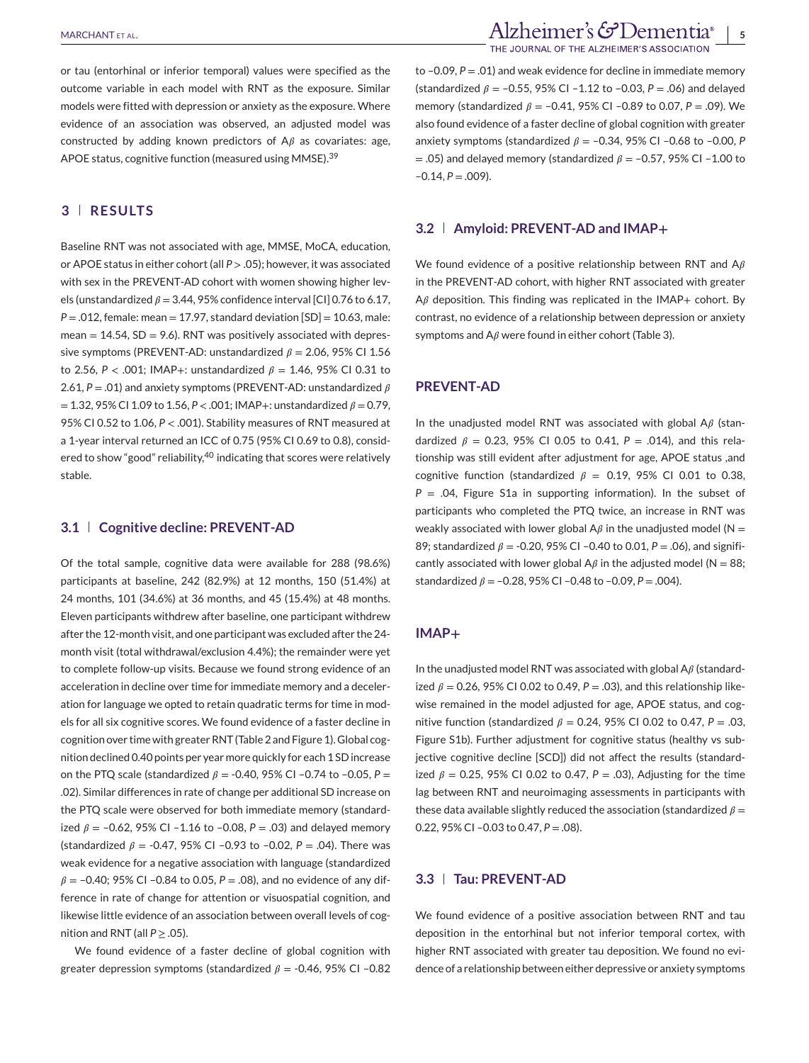or tau (entorhinal or inferior temporal) values were specified as the outcome variable in each model with RNT as the exposure. Similar models were fitted with depression or anxiety as the exposure. Where evidence of an association was observed, an adjusted model was constructed by adding known predictors of A$\beta$ as covariates: age, APOE status, cognitive function (measured using MMSE).[39]

## 3 | RESULTS

Baseline RNT was not associated with age, MMSE, MoCA, education, or APOE status in either cohort (all $P > .05$); however, it was associated with sex in the PREVENT-AD cohort with women showing higher levels (unstandardized $\beta = 3.44$, 95% confidence interval [CI] 0.76 to 6.17, $P = .012$, female: mean = 17.97, standard deviation [SD] = 10.63, male: mean = 14.54, SD = 9.6). RNT was positively associated with depressive symptoms (PREVENT-AD: unstandardized $\beta = 2.06$, 95% CI 1.56 to 2.56, $P < .001$; IMAP+: unstandardized $\beta = 1.46$, 95% CI 0.31 to 2.61, $P = .01$) and anxiety symptoms (PREVENT-AD: unstandardized $\beta = 1.32$, 95% CI 1.09 to 1.56, $P < .001$; IMAP+: unstandardized $\beta = 0.79$, 95% CI 0.52 to 1.06, $P < .001$). Stability measures of RNT measured at a 1-year interval returned an ICC of 0.75 (95% CI 0.69 to 0.8), considered to show "good" reliability,[40] indicating that scores were relatively stable.

### 3.1 | Cognitive decline: PREVENT-AD

Of the total sample, cognitive data were available for 288 (98.6%) participants at baseline, 242 (82.9%) at 12 months, 150 (51.4%) at 24 months, 101 (34.6%) at 36 months, and 45 (15.4%) at 48 months. Eleven participants withdrew after baseline, one participant withdrew after the 12-month visit, and one participant was excluded after the 24-month visit (total withdrawal/exclusion 4.4%); the remainder were yet to complete follow-up visits. Because we found strong evidence of an acceleration in decline over time for immediate memory and a deceleration for language we opted to retain quadratic terms for time in models for all six cognitive scores. We found evidence of a faster decline in cognition over time with greater RNT (Table 2 and Figure 1). Global cognition declined 0.40 points per year more quickly for each 1 SD increase on the PTQ scale (standardized $\beta = -0.40$, 95% CI –0.74 to –0.05, $P = .02$). Similar differences in rate of change per additional SD increase on the PTQ scale were observed for both immediate memory (standardized $\beta = -0.62$, 95% CI –1.16 to –0.08, $P = .03$) and delayed memory (standardized $\beta = -0.47$, 95% CI –0.93 to –0.02, $P = .04$). There was weak evidence for a negative association with language (standardized $\beta = -0.40$; 95% CI –0.84 to 0.05, $P = .08$), and no evidence of any difference in rate of change for attention or visuospatial cognition, and likewise little evidence of an association between overall levels of cognition and RNT (all $P \geq .05$).

We found evidence of a faster decline of global cognition with greater depression symptoms (standardized $\beta = -0.46$, 95% CI –0.82 to –0.09, $P = .01$) and weak evidence for decline in immediate memory (standardized $\beta = -0.55$, 95% CI –1.12 to –0.03, $P = .06$) and delayed memory (standardized $\beta = -0.41$, 95% CI –0.89 to 0.07, $P = .09$). We also found evidence of a faster decline of global cognition with greater anxiety symptoms (standardized $\beta = -0.34$, 95% CI –0.68 to –0.00, $P = .05$) and delayed memory (standardized $\beta = -0.57$, 95% CI –1.00 to –0.14, $P = .009$).

### 3.2 | Amyloid: PREVENT-AD and IMAP+

We found evidence of a positive relationship between RNT and A$\beta$ in the PREVENT-AD cohort, with higher RNT associated with greater A$\beta$ deposition. This finding was replicated in the IMAP+ cohort. By contrast, no evidence of a relationship between depression or anxiety symptoms and A$\beta$ were found in either cohort (Table 3).

#### PREVENT-AD

In the unadjusted model RNT was associated with global A$\beta$ (standardized $\beta = 0.23$, 95% CI 0.05 to 0.41, $P = .014$), and this relationship was still evident after adjustment for age, APOE status ,and cognitive function (standardized $\beta = 0.19$, 95% CI 0.01 to 0.38, $P = .04$, Figure S1a in supporting information). In the subset of participants who completed the PTQ twice, an increase in RNT was weakly associated with lower global A$\beta$ in the unadjusted model (N = 89; standardized $\beta = -0.20$, 95% CI –0.40 to 0.01, $P = .06$), and significantly associated with lower global A$\beta$ in the adjusted model (N = 88; standardized $\beta = -0.28$, 95% CI –0.48 to –0.09, $P = .004$).

#### IMAP+

In the unadjusted model RNT was associated with global A$\beta$ (standardized $\beta = 0.26$, 95% CI 0.02 to 0.49, $P = .03$), and this relationship likewise remained in the model adjusted for age, APOE status, and cognitive function (standardized $\beta = 0.24$, 95% CI 0.02 to 0.47, $P = .03$, Figure S1b). Further adjustment for cognitive status (healthy vs subjective cognitive decline [SCD]) did not affect the results (standardized $\beta = 0.25$, 95% CI 0.02 to 0.47, $P = .03$), Adjusting for the time lag between RNT and neuroimaging assessments in participants with these data available slightly reduced the association (standardized $\beta = 0.22$, 95% CI –0.03 to 0.47, $P = .08$).

### 3.3 | Tau: PREVENT-AD

We found evidence of a positive association between RNT and tau deposition in the entorhinal but not inferior temporal cortex, with higher RNT associated with greater tau deposition. We found no evidence of a relationship between either depressive or anxiety symptoms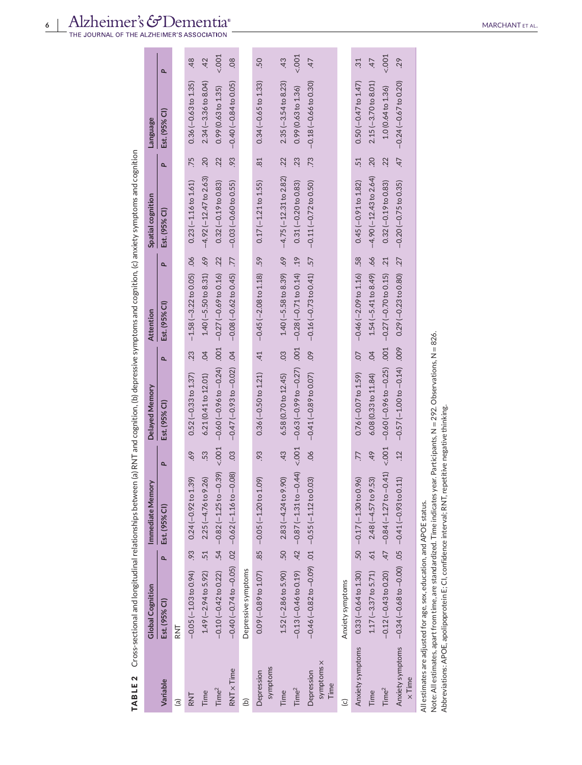**TABLE 2** Cross-sectional and longitudinal relationships between (a) RNT and cognition, (b) depressive symptoms and cognition, (c) anxiety symptoms and cognition

| Variable | Global Cognition | | Immediate Memory | | Delayed Memory | | Attention | | Spatial cognition | | Language | |
|---|---|---|---|---|---|---|---|---|---|---|---|---|
| | Est. (95% CI) | *P* | Est. (95% CI) | *P* | Est. (95% CI) | *P* | Est. (95% CI) | *P* | Est. (95% CI) | *P* | Est. (95% CI) | *P* |
| (a) | RNT | | | | | | | | | | | |
| RNT | −0.05 (−1.03 to 0.94) | .93 | 0.24 (−0.92 to 1.39) | .69 | 0.52 (−0.33 to 1.37) | .23 | −1.58 (−3.22 to 0.05) | .06 | 0.23 (−1.16 to 1.61) | .75 | 0.36 (−0.63 to 1.35) | .48 |
| Time | 1.49 (−2.94 to 5.92) | .51 | 2.25 (−4.76 to 9.26) | .53 | 6.21 (0.41 to 12.01) | .04 | 1.40 (−5.50 to 8.31) | .69 | −4.92 (−12.47 to 2.63) | .20 | 2.34 (−3.36 to 8.04) | .42 |
| Time$^2$ | −0.10 (−0.42 to 0.22) | .54 | −0.82 (−1.25 to −0.39) | <.001 | −0.60 (−0.96 to −0.24) | .001 | −0.27 (−0.69 to 0.16) | .22 | 0.32 (−0.19 to 0.83) | .22 | 0.99 (0.63 to 1.35) | <.001 |
| RNT × Time | −0.40 (−0.74 to −0.05) | .02 | −0.62 (−1.16 to −0.08) | .03 | −0.47 (−0.93 to −0.02) | .04 | −0.08 (−0.62 to 0.45) | .77 | −0.03 (−0.60 to 0.55) | .93 | −0.40 (−0.84 to 0.05) | .08 |
| (b) | Depressive symptoms | | | | | | | | | | | |
| Depression symptoms | 0.09 (−0.89 to 1.07) | .85 | −0.05 (−1.20 to 1.09) | .93 | 0.36 (−0.50 to 1.21) | .41 | −0.45 (−2.08 to 1.18) | .59 | 0.17 (−1.21 to 1.55) | .81 | 0.34 (−0.65 to 1.33) | .50 |
| Time | 1.52 (−2.86 to 5.90) | .50 | 2.83 (−4.24 to 9.90) | .43 | 6.58 (0.70 to 12.45) | .03 | 1.40 (−5.58 to 8.39) | .69 | −4.75 (−12.31 to 2.82) | .22 | 2.35 (−3.54 to 8.23) | .43 |
| Time$^2$ | −0.13 (−0.46 to 0.19) | .42 | −0.87 (−1.31 to −0.44) | <.001 | −0.63 (−0.99 to −0.27) | .001 | −0.28 (−0.71 to 0.14) | .19 | 0.31 (−0.20 to 0.83) | .23 | 0.99 (0.63 to 1.36) | <.001 |
| Depression symptoms × Time | −0.46 (−0.82 to −0.09) | .01 | −0.55 (−1.12 to 0.03) | .06 | −0.41 (−0.89 to 0.07) | .09 | −0.16 (−0.73 to 0.41) | .57 | −0.11 (−0.72 to 0.50) | .73 | −0.18 (−0.66 to 0.30) | .47 |
| (c) | Anxiety symptoms | | | | | | | | | | | |
| Anxiety symptoms | 0.33 (−0.64 to 1.30) | .50 | −0.17 (−1.30 to 0.96) | .77 | 0.76 (−0.07 to 1.59) | .07 | −0.46 (−2.09 to 1.16) | .58 | 0.45 (−0.91 to 1.82) | .51 | 0.50 (−0.47 to 1.47) | .31 |
| Time | 1.17 (−3.37 to 5.71) | .61 | 2.48 (−4.57 to 9.53) | .49 | 6.08 (0.33 to 11.84) | .04 | 1.54 (−5.41 to 8.49) | .66 | −4.90 (−12.43 to 2.64) | .20 | 2.15 (−3.70 to 8.01) | .47 |
| Time$^2$ | −0.12 (−0.43 to 0.20) | .47 | −0.84 (−1.27 to −0.41) | <.001 | −0.60 (−0.96 to −0.25) | .001 | −0.27 (−0.70 to 0.15) | .21 | 0.32 (−0.19 to 0.83) | .22 | 1.0 (0.64 to 1.36) | <.001 |
| Anxiety symptoms × Time | −0.34 (−0.68 to −0.00) | .05 | −0.41 (−0.93 to 0.11) | .12 | −0.57 (−1.00 to −0.14) | .009 | 0.29 (−0.23 to 0.80) | .27 | −0.20 (−0.75 to 0.35) | .47 | −0.24 (−0.67 to 0.20) | .29 |

All estimates are adjusted for age, sex, education, and APOE status.

Note: All estimates, apart from time, are standardized. Time indicates year. Participants, N = 292. Observations, N = 826.

Abbreviations: APOE, apolipoprotein E; CI, confidence interval; RNT, repetitive negative thinking.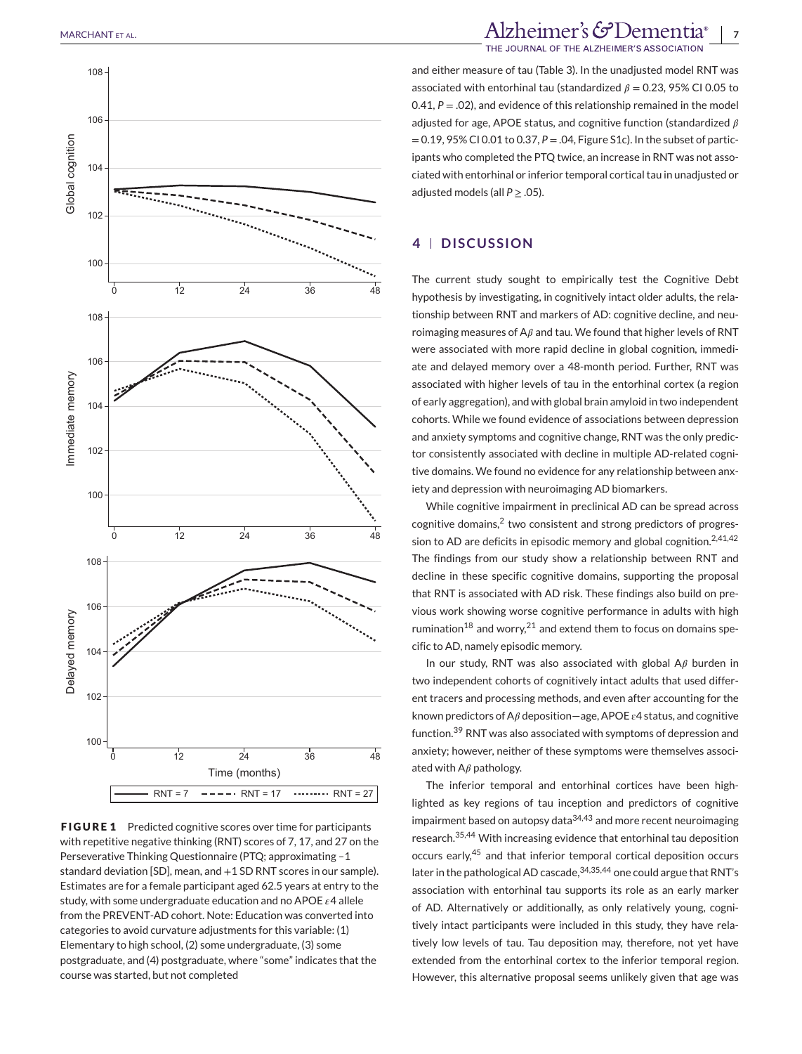FIGURE 1 Predicted cognitive scores over time for participants with repetitive negative thinking (RNT) scores of 7, 17, and 27 on the Perseverative Thinking Questionnaire (PTQ; approximating –1 standard deviation [SD], mean, and +1 SD RNT scores in our sample). Estimates are for a female participant aged 62.5 years at entry to the study, with some undergraduate education and no APOE $\varepsilon 4$ allele from the PREVENT-AD cohort. Note: Education was converted into categories to avoid curvature adjustments for this variable: (1) Elementary to high school, (2) some undergraduate, (3) some postgraduate, and (4) postgraduate, where "some" indicates that the course was started, but not completed

and either measure of tau (Table 3). In the unadjusted model RNT was associated with entorhinal tau (standardized $\beta = 0.23$, 95% CI 0.05 to 0.41, $P = .02$), and evidence of this relationship remained in the model adjusted for age, APOE status, and cognitive function (standardized $\beta = 0.19$, 95% CI 0.01 to 0.37, $P = .04$, Figure S1c). In the subset of participants who completed the PTQ twice, an increase in RNT was not associated with entorhinal or inferior temporal cortical tau in unadjusted or adjusted models (all $P \geq .05$).

## 4 | DISCUSSION

The current study sought to empirically test the Cognitive Debt hypothesis by investigating, in cognitively intact older adults, the relationship between RNT and markers of AD: cognitive decline, and neuroimaging measures of A$\beta$ and tau. We found that higher levels of RNT were associated with more rapid decline in global cognition, immediate and delayed memory over a 48-month period. Further, RNT was associated with higher levels of tau in the entorhinal cortex (a region of early aggregation), and with global brain amyloid in two independent cohorts. While we found evidence of associations between depression and anxiety symptoms and cognitive change, RNT was the only predictor consistently associated with decline in multiple AD-related cognitive domains. We found no evidence for any relationship between anxiety and depression with neuroimaging AD biomarkers.

While cognitive impairment in preclinical AD can be spread across cognitive domains,[2] two consistent and strong predictors of progression to AD are deficits in episodic memory and global cognition.[2,41,42] The findings from our study show a relationship between RNT and decline in these specific cognitive domains, supporting the proposal that RNT is associated with AD risk. These findings also build on previous work showing worse cognitive performance in adults with high rumination[18] and worry,[21] and extend them to focus on domains specific to AD, namely episodic memory.

In our study, RNT was also associated with global A$\beta$ burden in two independent cohorts of cognitively intact adults that used different tracers and processing methods, and even after accounting for the known predictors of A$\beta$ deposition—age, APOE $\varepsilon 4$ status, and cognitive function.[39] RNT was also associated with symptoms of depression and anxiety; however, neither of these symptoms were themselves associated with A$\beta$ pathology.

The inferior temporal and entorhinal cortices have been highlighted as key regions of tau inception and predictors of cognitive impairment based on autopsy data[34,43] and more recent neuroimaging research.[35,44] With increasing evidence that entorhinal tau deposition occurs early,[45] and that inferior temporal cortical deposition occurs later in the pathological AD cascade,[34,35,44] one could argue that RNT's association with entorhinal tau supports its role as an early marker of AD. Alternatively or additionally, as only relatively young, cognitively intact participants were included in this study, they have relatively low levels of tau. Tau deposition may, therefore, not yet have extended from the entorhinal cortex to the inferior temporal region. However, this alternative proposal seems unlikely given that age was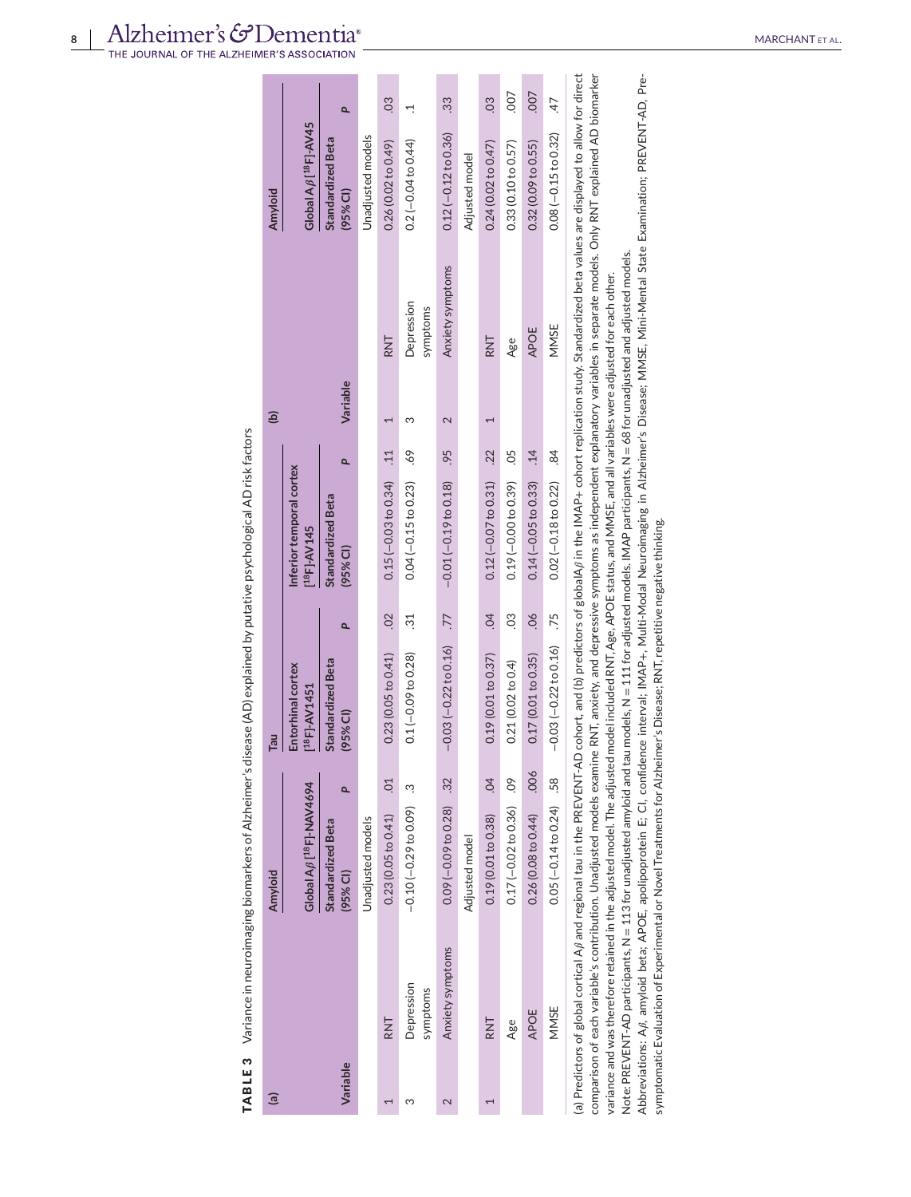**TABLE 3** Variance in neuroimaging biomarkers of Alzheimer's disease (AD) explained by putative psychological AD risk factors

| (a) | | Amyloid | | Tau | | | | (b) | | Amyloid | |
|---|---|---|---|---|---|---|---|---|---|---|---|
| | | Global A$\beta$ [$^{18}$F]-NAV4694 | | Entorhinal cortex [$^{18}$F]-AV1451 | | Inferior temporal cortex [$^{18}$F]-AV145 | | | | Global A$\beta$ [$^{18}$F]-AV45 | |
| Variable | | Standardized Beta (95% CI) | P | Standardized Beta (95% CI) | P | Standardized Beta (95% CI) | P | Variable | | Standardized Beta (95% CI) | P |
| | | Unadjusted models | | | | | | | | Unadjusted models | |
| 1 | RNT | 0.23 (0.05 to 0.41) | .01 | 0.23 (0.05 to 0.41) | .02 | 0.15 (−0.03 to 0.34) | .11 | 1 | RNT | 0.26 (0.02 to 0.49) | .03 |
| 3 | Depression symptoms | −0.10 (−0.29 to 0.09) | .3 | 0.1 (−0.09 to 0.28) | .31 | 0.04 (−0.15 to 0.23) | .69 | 3 | Depression symptoms | 0.2 (−0.04 to 0.44) | .1 |
| 2 | Anxiety symptoms | 0.09 (−0.09 to 0.28) | .32 | −0.03 (−0.22 to 0.16) | .77 | −0.01 (−0.19 to 0.18) | .95 | 2 | Anxiety symptoms | 0.12 (−0.12 to 0.36) | .33 |
| | | Adjusted model | | | | | | | | Adjusted model | |
| 1 | RNT | 0.19 (0.01 to 0.38) | .04 | 0.19 (0.01 to 0.37) | .04 | 0.12 (−0.07 to 0.31) | .22 | 1 | RNT | 0.24 (0.02 to 0.47) | .03 |
| | Age | 0.17 (−0.02 to 0.36) | .09 | 0.21 (0.02 to 0.4) | .03 | 0.19 (−0.00 to 0.39) | .05 | | Age | 0.33 (0.10 to 0.57) | .007 |
| | APOE | 0.26 (0.08 to 0.44) | .006 | 0.17 (0.01 to 0.35) | .06 | 0.14 (−0.05 to 0.33) | .14 | | APOE | 0.32 (0.09 to 0.55) | .007 |
| | MMSE | 0.05 (−0.14 to 0.24) | .58 | −0.03 (−0.22 to 0.16) | .75 | 0.02 (−0.18 to 0.22) | .84 | | MMSE | 0.08 (−0.15 to 0.32) | .47 |

(a) Predictors of global cortical A$\beta$ and regional tau in the PREVENT-AD cohort, and (b) predictors of globalA$\beta$ in the IMAP+ cohort replication study. Standardized beta values are displayed to allow for direct comparison of each variable's contribution. Unadjusted models examine RNT, anxiety, and depressive symptoms as independent explanatory variables in separate models. Only RNT explained AD biomarker variance and was therefore retained in the adjusted model. The adjusted model included RNT, Age, APOE status, and MMSE, and all variables were adjusted for each other.

Note: PREVENT-AD participants, N = 113 for unadjusted amyloid and tau models, N = 111 for adjusted models. IMAP participants, N = 68 for unadjusted and adjusted models.

Abbreviations: A$\beta$, amyloid beta; APOE, apolipoprotein E; CI, confidence interval; IMAP+, Multi-Modal Neuroimaging in Alzheimer's Disease; MMSE, Mini-Mental State Examination; PREVENT-AD, Pre-symptomatic Evaluation of Experimental or Novel Treatments for Alzheimer's Disease; RNT, repetitive negative thinking.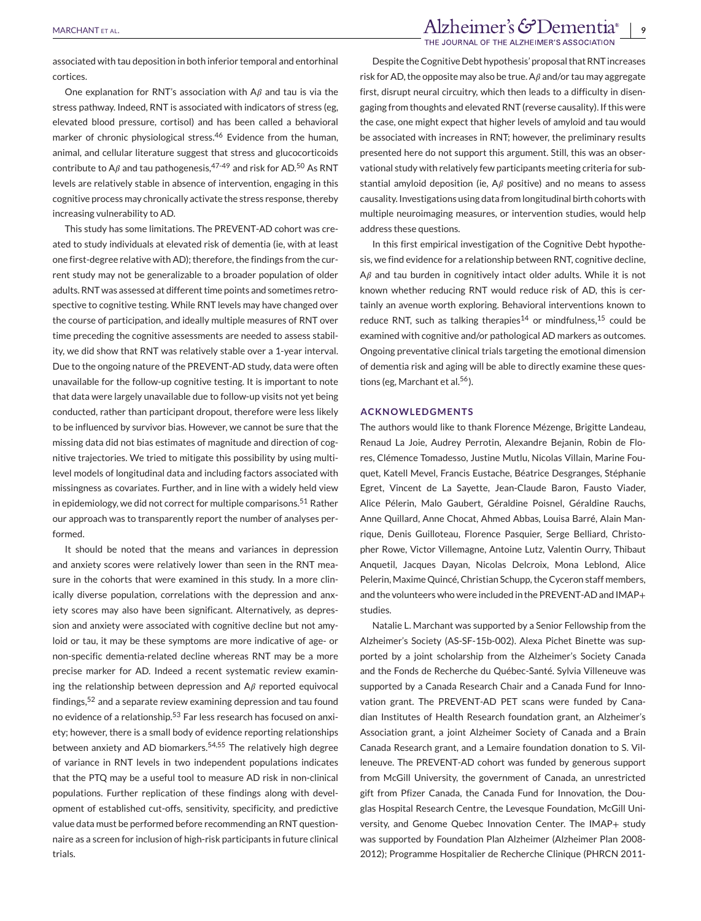associated with tau deposition in both inferior temporal and entorhinal cortices.

One explanation for RNT's association with A$\beta$ and tau is via the stress pathway. Indeed, RNT is associated with indicators of stress (eg, elevated blood pressure, cortisol) and has been called a behavioral marker of chronic physiological stress.[46] Evidence from the human, animal, and cellular literature suggest that stress and glucocorticoids contribute to A$\beta$ and tau pathogenesis,[47-49] and risk for AD.[50] As RNT levels are relatively stable in absence of intervention, engaging in this cognitive process may chronically activate the stress response, thereby increasing vulnerability to AD.

This study has some limitations. The PREVENT-AD cohort was created to study individuals at elevated risk of dementia (ie, with at least one first-degree relative with AD); therefore, the findings from the current study may not be generalizable to a broader population of older adults. RNT was assessed at different time points and sometimes retrospective to cognitive testing. While RNT levels may have changed over the course of participation, and ideally multiple measures of RNT over time preceding the cognitive assessments are needed to assess stability, we did show that RNT was relatively stable over a 1-year interval. Due to the ongoing nature of the PREVENT-AD study, data were often unavailable for the follow-up cognitive testing. It is important to note that data were largely unavailable due to follow-up visits not yet being conducted, rather than participant dropout, therefore were less likely to be influenced by survivor bias. However, we cannot be sure that the missing data did not bias estimates of magnitude and direction of cognitive trajectories. We tried to mitigate this possibility by using multilevel models of longitudinal data and including factors associated with missingness as covariates. Further, and in line with a widely held view in epidemiology, we did not correct for multiple comparisons.[51] Rather our approach was to transparently report the number of analyses performed.

It should be noted that the means and variances in depression and anxiety scores were relatively lower than seen in the RNT measure in the cohorts that were examined in this study. In a more clinically diverse population, correlations with the depression and anxiety scores may also have been significant. Alternatively, as depression and anxiety were associated with cognitive decline but not amyloid or tau, it may be these symptoms are more indicative of age- or non-specific dementia-related decline whereas RNT may be a more precise marker for AD. Indeed a recent systematic review examining the relationship between depression and A$\beta$ reported equivocal findings,[52] and a separate review examining depression and tau found no evidence of a relationship.[53] Far less research has focused on anxiety; however, there is a small body of evidence reporting relationships between anxiety and AD biomarkers.[54,55] The relatively high degree of variance in RNT levels in two independent populations indicates that the PTQ may be a useful tool to measure AD risk in non-clinical populations. Further replication of these findings along with development of established cut-offs, sensitivity, specificity, and predictive value data must be performed before recommending an RNT questionnaire as a screen for inclusion of high-risk participants in future clinical trials.

Despite the Cognitive Debt hypothesis' proposal that RNT increases risk for AD, the opposite may also be true. A$\beta$ and/or tau may aggregate first, disrupt neural circuitry, which then leads to a difficulty in disengaging from thoughts and elevated RNT (reverse causality). If this were the case, one might expect that higher levels of amyloid and tau would be associated with increases in RNT; however, the preliminary results presented here do not support this argument. Still, this was an observational study with relatively few participants meeting criteria for substantial amyloid deposition (ie, A$\beta$ positive) and no means to assess causality. Investigations using data from longitudinal birth cohorts with multiple neuroimaging measures, or intervention studies, would help address these questions.

In this first empirical investigation of the Cognitive Debt hypothesis, we find evidence for a relationship between RNT, cognitive decline, A$\beta$ and tau burden in cognitively intact older adults. While it is not known whether reducing RNT would reduce risk of AD, this is certainly an avenue worth exploring. Behavioral interventions known to reduce RNT, such as talking therapies[14] or mindfulness,[15] could be examined with cognitive and/or pathological AD markers as outcomes. Ongoing preventative clinical trials targeting the emotional dimension of dementia risk and aging will be able to directly examine these questions (eg, Marchant et al.[56]).

## ACKNOWLEDGMENTS

The authors would like to thank Florence Mézenge, Brigitte Landeau, Renaud La Joie, Audrey Perrotin, Alexandre Bejanin, Robin de Flores, Clémence Tomadesso, Justine Mutlu, Nicolas Villain, Marine Fouquet, Katell Mevel, Francis Eustache, Béatrice Desgranges, Stéphanie Egret, Vincent de La Sayette, Jean-Claude Baron, Fausto Viader, Alice Pélerin, Malo Gaubert, Géraldine Poisnel, Géraldine Rauchs, Anne Quillard, Anne Chocat, Ahmed Abbas, Louisa Barré, Alain Manrique, Denis Guilloteau, Florence Pasquier, Serge Belliard, Christopher Rowe, Victor Villemagne, Antoine Lutz, Valentin Ourry, Thibaut Anquetil, Jacques Dayan, Nicolas Delcroix, Mona Leblond, Alice Pelerin, Maxime Quincé, Christian Schupp, the Cyceron staff members, and the volunteers who were included in the PREVENT-AD and IMAP+ studies.

Natalie L. Marchant was supported by a Senior Fellowship from the Alzheimer's Society (AS-SF-15b-002). Alexa Pichet Binette was supported by a joint scholarship from the Alzheimer's Society Canada and the Fonds de Recherche du Québec-Santé. Sylvia Villeneuve was supported by a Canada Research Chair and a Canada Fund for Innovation grant. The PREVENT-AD PET scans were funded by Canadian Institutes of Health Research foundation grant, an Alzheimer's Association grant, a joint Alzheimer Society of Canada and a Brain Canada Research grant, and a Lemaire foundation donation to S. Villeneuve. The PREVENT-AD cohort was funded by generous support from McGill University, the government of Canada, an unrestricted gift from Pfizer Canada, the Canada Fund for Innovation, the Douglas Hospital Research Centre, the Levesque Foundation, McGill University, and Genome Quebec Innovation Center. The IMAP+ study was supported by Foundation Plan Alzheimer (Alzheimer Plan 2008-2012); Programme Hospitalier de Recherche Clinique (PHRCN 2011-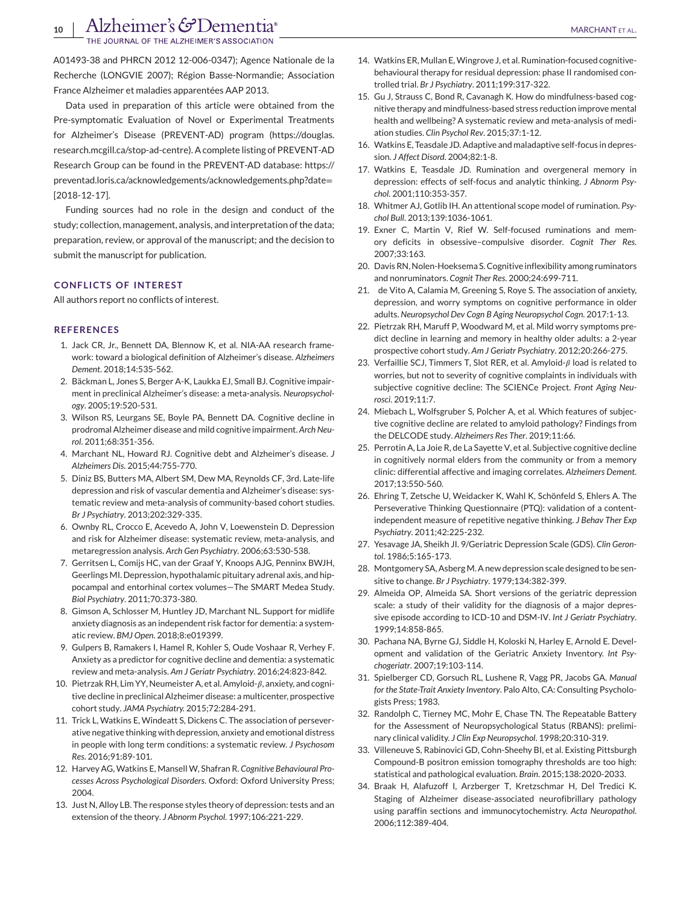A01493-38 and PHRCN 2012 12-006-0347); Agence Nationale de la Recherche (LONGVIE 2007); Région Basse-Normandie; Association France Alzheimer et maladies apparentées AAP 2013.

Data used in preparation of this article were obtained from the Pre-symptomatic Evaluation of Novel or Experimental Treatments for Alzheimer's Disease (PREVENT-AD) program (https://douglas.research.mcgill.ca/stop-ad-centre). A complete listing of PREVENT-AD Research Group can be found in the PREVENT-AD database: https://preventad.loris.ca/acknowledgements/acknowledgements.php?date=[2018-12-17].

Funding sources had no role in the design and conduct of the study; collection, management, analysis, and interpretation of the data; preparation, review, or approval of the manuscript; and the decision to submit the manuscript for publication.

## CONFLICTS OF INTEREST

All authors report no conflicts of interest.

## REFERENCES

1. Jack CR, Jr., Bennett DA, Blennow K, et al. NIA-AA research framework: toward a biological definition of Alzheimer's disease. *Alzheimers Dement*. 2018;14:535-562.
2. Bäckman L, Jones S, Berger A-K, Laukka EJ, Small BJ. Cognitive impairment in preclinical Alzheimer's disease: a meta-analysis. *Neuropsychology*. 2005;19:520-531.
3. Wilson RS, Leurgans SE, Boyle PA, Bennett DA. Cognitive decline in prodromal Alzheimer disease and mild cognitive impairment. *Arch Neurol*. 2011;68:351-356.
4. Marchant NL, Howard RJ. Cognitive debt and Alzheimer's disease. *J Alzheimers Dis*. 2015;44:755-770.
5. Diniz BS, Butters MA, Albert SM, Dew MA, Reynolds CF, 3rd. Late-life depression and risk of vascular dementia and Alzheimer's disease: systematic review and meta-analysis of community-based cohort studies. *Br J Psychiatry*. 2013;202:329-335.
6. Ownby RL, Crocco E, Acevedo A, John V, Loewenstein D. Depression and risk for Alzheimer disease: systematic review, meta-analysis, and metaregression analysis. *Arch Gen Psychiatry*. 2006;63:530-538.
7. Gerritsen L, Comijs HC, van der Graaf Y, Knoops AJG, Penninx BWJH, Geerlings MI. Depression, hypothalamic pituitary adrenal axis, and hippocampal and entorhinal cortex volumes—The SMART Medea Study. *Biol Psychiatry*. 2011;70:373-380.
8. Gimson A, Schlosser M, Huntley JD, Marchant NL. Support for midlife anxiety diagnosis as an independent risk factor for dementia: a systematic review. *BMJ Open*. 2018;8:e019399.
9. Gulpers B, Ramakers I, Hamel R, Kohler S, Oude Voshaar R, Verhey F. Anxiety as a predictor for cognitive decline and dementia: a systematic review and meta-analysis. *Am J Geriatr Psychiatry*. 2016;24:823-842.
10. Pietrzak RH, Lim YY, Neumeister A, et al. Amyloid-$\beta$, anxiety, and cognitive decline in preclinical Alzheimer disease: a multicenter, prospective cohort study. *JAMA Psychiatry*. 2015;72:284-291.
11. Trick L, Watkins E, Windeatt S, Dickens C. The association of perseverative negative thinking with depression, anxiety and emotional distress in people with long term conditions: a systematic review. *J Psychosom Res*. 2016;91:89-101.
12. Harvey AG, Watkins E, Mansell W, Shafran R. *Cognitive Behavioural Processes Across Psychological Disorders*. Oxford: Oxford University Press; 2004.
13. Just N, Alloy LB. The response styles theory of depression: tests and an extension of the theory. *J Abnorm Psychol*. 1997;106:221-229.
14. Watkins ER, Mullan E, Wingrove J, et al. Rumination-focused cognitive-behavioural therapy for residual depression: phase II randomised controlled trial. *Br J Psychiatry*. 2011;199:317-322.
15. Gu J, Strauss C, Bond R, Cavanagh K. How do mindfulness-based cognitive therapy and mindfulness-based stress reduction improve mental health and wellbeing? A systematic review and meta-analysis of mediation studies. *Clin Psychol Rev*. 2015;37:1-12.
16. Watkins E, Teasdale JD. Adaptive and maladaptive self-focus in depression. *J Affect Disord*. 2004;82:1-8.
17. Watkins E, Teasdale JD. Rumination and overgeneral memory in depression: effects of self-focus and analytic thinking. *J Abnorm Psychol*. 2001;110:353-357.
18. Whitmer AJ, Gotlib IH. An attentional scope model of rumination. *Psychol Bull*. 2013;139:1036-1061.
19. Exner C, Martin V, Rief W. Self-focused ruminations and memory deficits in obsessive–compulsive disorder. *Cognit Ther Res*. 2007;33:163.
20. Davis RN, Nolen-Hoeksema S. Cognitive inflexibility among ruminators and nonruminators. *Cognit Ther Res*. 2000;24:699-711.
21. de Vito A, Calamia M, Greening S, Roye S. The association of anxiety, depression, and worry symptoms on cognitive performance in older adults. *Neuropsychol Dev Cogn B Aging Neuropsychol Cogn*. 2017:1-13.
22. Pietrzak RH, Maruff P, Woodward M, et al. Mild worry symptoms predict decline in learning and memory in healthy older adults: a 2-year prospective cohort study. *Am J Geriatr Psychiatry*. 2012;20:266-275.
23. Verfaillie SCJ, Timmers T, Slot RER, et al. Amyloid-$\beta$ load is related to worries, but not to severity of cognitive complaints in individuals with subjective cognitive decline: The SCIENCe Project. *Front Aging Neurosci*. 2019;11:7.
24. Miebach L, Wolfsgruber S, Polcher A, et al. Which features of subjective cognitive decline are related to amyloid pathology? Findings from the DELCODE study. *Alzheimers Res Ther*. 2019;11:66.
25. Perrotin A, La Joie R, de La Sayette V, et al. Subjective cognitive decline in cognitively normal elders from the community or from a memory clinic: differential affective and imaging correlates. *Alzheimers Dement*. 2017;13:550-560.
26. Ehring T, Zetsche U, Weidacker K, Wahl K, Schönfeld S, Ehlers A. The Perseverative Thinking Questionnaire (PTQ): validation of a content-independent measure of repetitive negative thinking. *J Behav Ther Exp Psychiatry*. 2011;42:225-232.
27. Yesavage JA, Sheikh JI. 9/Geriatric Depression Scale (GDS). *Clin Gerontol*. 1986;5:165-173.
28. Montgomery SA, Asberg M. A new depression scale designed to be sensitive to change. *Br J Psychiatry*. 1979;134:382-399.
29. Almeida OP, Almeida SA. Short versions of the geriatric depression scale: a study of their validity for the diagnosis of a major depressive episode according to ICD-10 and DSM-IV. *Int J Geriatr Psychiatry*. 1999;14:858-865.
30. Pachana NA, Byrne GJ, Siddle H, Koloski N, Harley E, Arnold E. Development and validation of the Geriatric Anxiety Inventory. *Int Psychogeriatr*. 2007;19:103-114.
31. Spielberger CD, Gorsuch RL, Lushene R, Vagg PR, Jacobs GA. *Manual for the State-Trait Anxiety Inventory*. Palo Alto, CA: Consulting Psychologists Press; 1983.
32. Randolph C, Tierney MC, Mohr E, Chase TN. The Repeatable Battery for the Assessment of Neuropsychological Status (RBANS): preliminary clinical validity. *J Clin Exp Neuropsychol*. 1998;20:310-319.
33. Villeneuve S, Rabinovici GD, Cohn-Sheehy BI, et al. Existing Pittsburgh Compound-B positron emission tomography thresholds are too high: statistical and pathological evaluation. *Brain*. 2015;138:2020-2033.
34. Braak H, Alafuzoff I, Arzberger T, Kretzschmar H, Del Tredici K. Staging of Alzheimer disease-associated neurofibrillary pathology using paraffin sections and immunocytochemistry. *Acta Neuropathol*. 2006;112:389-404.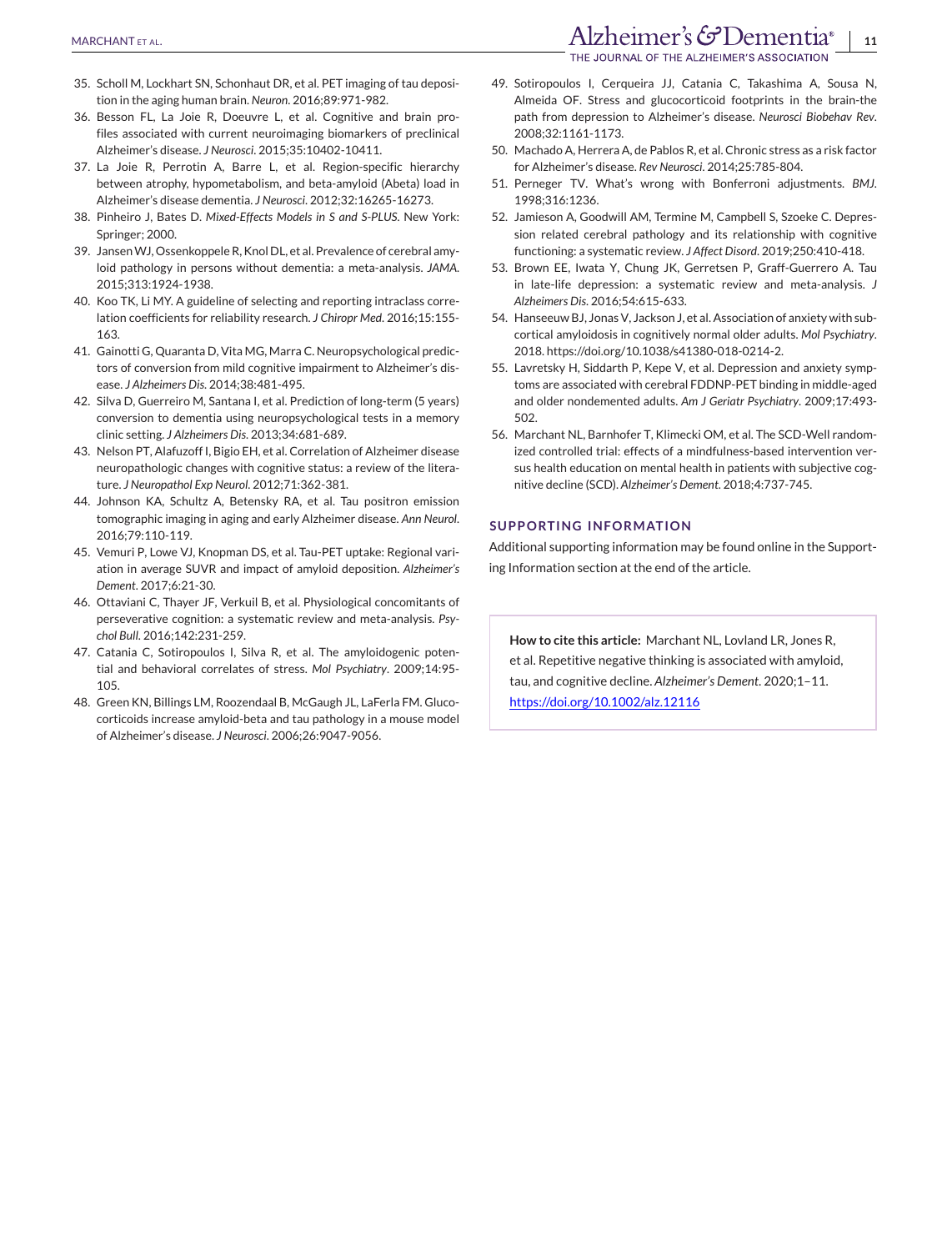35. Scholl M, Lockhart SN, Schonhaut DR, et al. PET imaging of tau deposition in the aging human brain. *Neuron*. 2016;89:971-982.
36. Besson FL, La Joie R, Doeuvre L, et al. Cognitive and brain profiles associated with current neuroimaging biomarkers of preclinical Alzheimer's disease. *J Neurosci*. 2015;35:10402-10411.
37. La Joie R, Perrotin A, Barre L, et al. Region-specific hierarchy between atrophy, hypometabolism, and beta-amyloid (Abeta) load in Alzheimer's disease dementia. *J Neurosci*. 2012;32:16265-16273.
38. Pinheiro J, Bates D. *Mixed-Effects Models in S and S-PLUS*. New York: Springer; 2000.
39. Jansen WJ, Ossenkoppele R, Knol DL, et al. Prevalence of cerebral amyloid pathology in persons without dementia: a meta-analysis. *JAMA*. 2015;313:1924-1938.
40. Koo TK, Li MY. A guideline of selecting and reporting intraclass correlation coefficients for reliability research. *J Chiropr Med*. 2016;15:155-163.
41. Gainotti G, Quaranta D, Vita MG, Marra C. Neuropsychological predictors of conversion from mild cognitive impairment to Alzheimer's disease. *J Alzheimers Dis*. 2014;38:481-495.
42. Silva D, Guerreiro M, Santana I, et al. Prediction of long-term (5 years) conversion to dementia using neuropsychological tests in a memory clinic setting. *J Alzheimers Dis*. 2013;34:681-689.
43. Nelson PT, Alafuzoff I, Bigio EH, et al. Correlation of Alzheimer disease neuropathologic changes with cognitive status: a review of the literature. *J Neuropathol Exp Neurol*. 2012;71:362-381.
44. Johnson KA, Schultz A, Betensky RA, et al. Tau positron emission tomographic imaging in aging and early Alzheimer disease. *Ann Neurol*. 2016;79:110-119.
45. Vemuri P, Lowe VJ, Knopman DS, et al. Tau-PET uptake: Regional variation in average SUVR and impact of amyloid deposition. *Alzheimer's Dement*. 2017;6:21-30.
46. Ottaviani C, Thayer JF, Verkuil B, et al. Physiological concomitants of perseverative cognition: a systematic review and meta-analysis. *Psychol Bull*. 2016;142:231-259.
47. Catania C, Sotiropoulos I, Silva R, et al. The amyloidogenic potential and behavioral correlates of stress. *Mol Psychiatry*. 2009;14:95-105.
48. Green KN, Billings LM, Roozendaal B, McGaugh JL, LaFerla FM. Glucocorticoids increase amyloid-beta and tau pathology in a mouse model of Alzheimer's disease. *J Neurosci*. 2006;26:9047-9056.
49. Sotiropoulos I, Cerqueira JJ, Catania C, Takashima A, Sousa N, Almeida OF. Stress and glucocorticoid footprints in the brain-the path from depression to Alzheimer's disease. *Neurosci Biobehav Rev*. 2008;32:1161-1173.
50. Machado A, Herrera A, de Pablos R, et al. Chronic stress as a risk factor for Alzheimer's disease. *Rev Neurosci*. 2014;25:785-804.
51. Perneger TV. What's wrong with Bonferroni adjustments. *BMJ*. 1998;316:1236.
52. Jamieson A, Goodwill AM, Termine M, Campbell S, Szoeke C. Depression related cerebral pathology and its relationship with cognitive functioning: a systematic review. *J Affect Disord*. 2019;250:410-418.
53. Brown EE, Iwata Y, Chung JK, Gerretsen P, Graff-Guerrero A. Tau in late-life depression: a systematic review and meta-analysis. *J Alzheimers Dis*. 2016;54:615-633.
54. Hanseeuw BJ, Jonas V, Jackson J, et al. Association of anxiety with subcortical amyloidosis in cognitively normal older adults. *Mol Psychiatry*. 2018. https://doi.org/10.1038/s41380-018-0214-2.
55. Lavretsky H, Siddarth P, Kepe V, et al. Depression and anxiety symptoms are associated with cerebral FDDNP-PET binding in middle-aged and older nondemented adults. *Am J Geriatr Psychiatry*. 2009;17:493-502.
56. Marchant NL, Barnhofer T, Klimecki OM, et al. The SCD-Well randomized controlled trial: effects of a mindfulness-based intervention versus health education on mental health in patients with subjective cognitive decline (SCD). *Alzheimer's Dement*. 2018;4:737-745.

## SUPPORTING INFORMATION

Additional supporting information may be found online in the Supporting Information section at the end of the article.

**How to cite this article:** Marchant NL, Lovland LR, Jones R, et al. Repetitive negative thinking is associated with amyloid, tau, and cognitive decline. *Alzheimer's Dement*. 2020;1–11. https://doi.org/10.1002/alz.12116